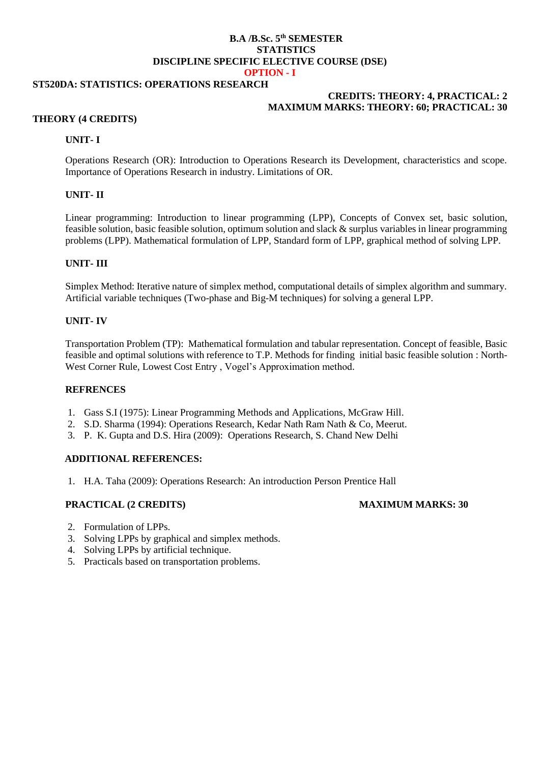# B.A /B.Sc. 5th SEMESTER
# STATISTICS
# DISCIPLINE SPECIFIC ELECTIVE COURSE (DSE)
# OPTION - I

## ST520DA: STATISTICS: OPERATIONS RESEARCH

**CREDITS: THEORY: 4, PRACTICAL: 2**
**MAXIMUM MARKS: THEORY: 60; PRACTICAL: 30**

### THEORY (4 CREDITS)

#### UNIT- I

Operations Research (OR): Introduction to Operations Research its Development, characteristics and scope. Importance of Operations Research in industry. Limitations of OR.

#### UNIT- II

Linear programming: Introduction to linear programming (LPP), Concepts of Convex set, basic solution, feasible solution, basic feasible solution, optimum solution and slack & surplus variables in linear programming problems (LPP). Mathematical formulation of LPP, Standard form of LPP, graphical method of solving LPP.

#### UNIT- III

Simplex Method: Iterative nature of simplex method, computational details of simplex algorithm and summary. Artificial variable techniques (Two-phase and Big-M techniques) for solving a general LPP.

#### UNIT- IV

Transportation Problem (TP): Mathematical formulation and tabular representation. Concept of feasible, Basic feasible and optimal solutions with reference to T.P. Methods for finding initial basic feasible solution : North-West Corner Rule, Lowest Cost Entry , Vogel's Approximation method.

#### REFRENCES

1. Gass S.I (1975): Linear Programming Methods and Applications, McGraw Hill.
2. S.D. Sharma (1994): Operations Research, Kedar Nath Ram Nath & Co, Meerut.
3. P. K. Gupta and D.S. Hira (2009): Operations Research, S. Chand New Delhi

#### ADDITIONAL REFERENCES:

1. H.A. Taha (2009): Operations Research: An introduction Person Prentice Hall

#### PRACTICAL (2 CREDITS) MAXIMUM MARKS: 30

2. Formulation of LPPs.
3. Solving LPPs by graphical and simplex methods.
4. Solving LPPs by artificial technique.
5. Practicals based on transportation problems.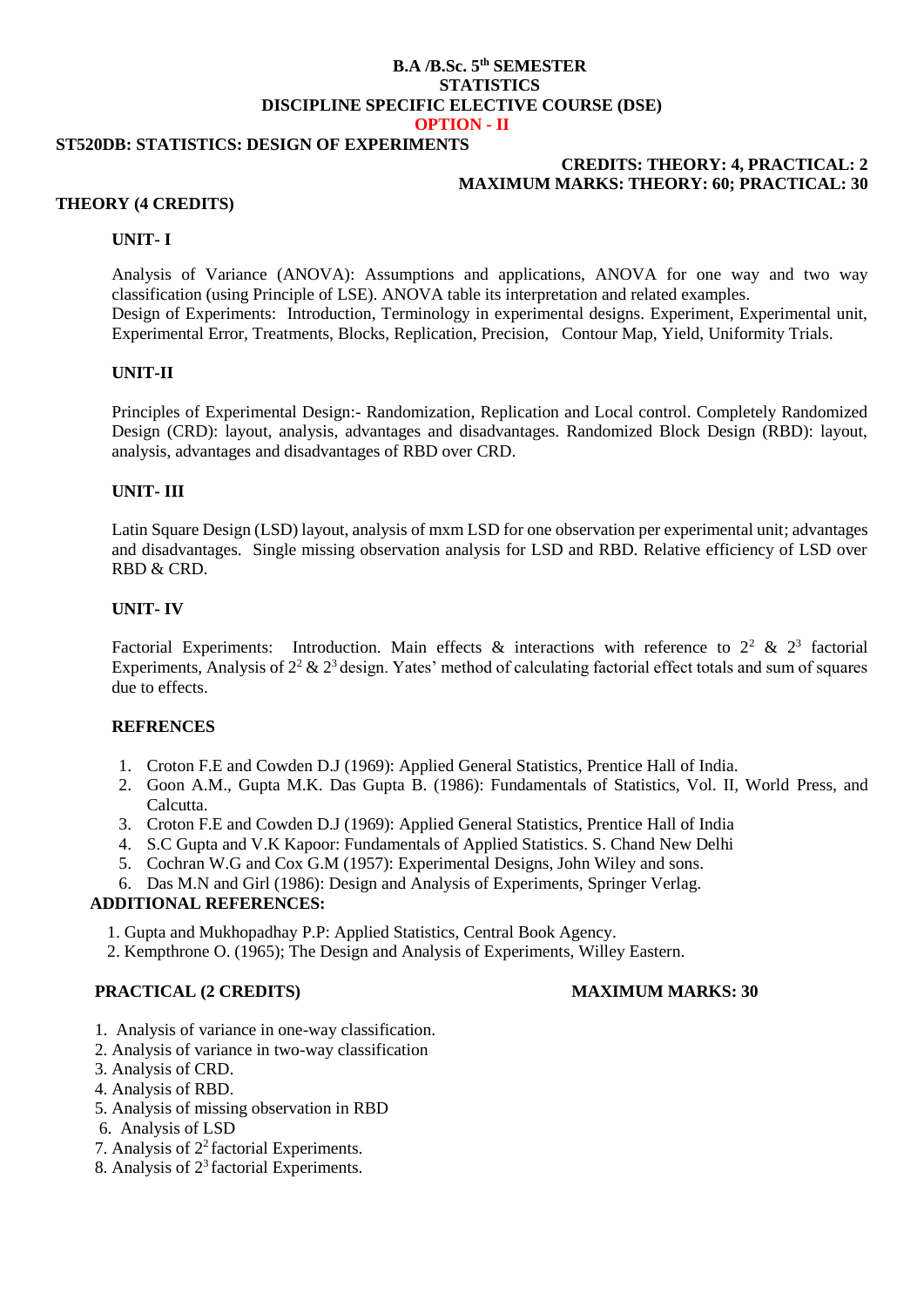**B.A /B.Sc. 5th SEMESTER**
**STATISTICS**
**DISCIPLINE SPECIFIC ELECTIVE COURSE (DSE)**
**OPTION - II**

## ST520DB: STATISTICS: DESIGN OF EXPERIMENTS

**CREDITS: THEORY: 4, PRACTICAL: 2**
**MAXIMUM MARKS: THEORY: 60; PRACTICAL: 30**

### THEORY (4 CREDITS)

#### UNIT- I

Analysis of Variance (ANOVA): Assumptions and applications, ANOVA for one way and two way classification (using Principle of LSE). ANOVA table its interpretation and related examples.
Design of Experiments: Introduction, Terminology in experimental designs. Experiment, Experimental unit, Experimental Error, Treatments, Blocks, Replication, Precision, Contour Map, Yield, Uniformity Trials.

#### UNIT-II

Principles of Experimental Design:- Randomization, Replication and Local control. Completely Randomized Design (CRD): layout, analysis, advantages and disadvantages. Randomized Block Design (RBD): layout, analysis, advantages and disadvantages of RBD over CRD.

#### UNIT- III

Latin Square Design (LSD) layout, analysis of mxm LSD for one observation per experimental unit; advantages and disadvantages. Single missing observation analysis for LSD and RBD. Relative efficiency of LSD over RBD & CRD.

#### UNIT- IV

Factorial Experiments: Introduction. Main effects & interactions with reference to $2^2$ & $2^3$ factorial Experiments, Analysis of $2^2$ & $2^3$ design. Yates' method of calculating factorial effect totals and sum of squares due to effects.

#### REFRENCES

1. Croton F.E and Cowden D.J (1969): Applied General Statistics, Prentice Hall of India.
2. Goon A.M., Gupta M.K. Das Gupta B. (1986): Fundamentals of Statistics, Vol. II, World Press, and Calcutta.
3. Croton F.E and Cowden D.J (1969): Applied General Statistics, Prentice Hall of India
4. S.C Gupta and V.K Kapoor: Fundamentals of Applied Statistics. S. Chand New Delhi
5. Cochran W.G and Cox G.M (1957): Experimental Designs, John Wiley and sons.
6. Das M.N and Girl (1986): Design and Analysis of Experiments, Springer Verlag.

**ADDITIONAL REFERENCES:**

1. Gupta and Mukhopadhay P.P: Applied Statistics, Central Book Agency.
2. Kempthrone O. (1965); The Design and Analysis of Experiments, Willey Eastern.

### PRACTICAL (2 CREDITS) — MAXIMUM MARKS: 30

1. Analysis of variance in one-way classification.
2. Analysis of variance in two-way classification
3. Analysis of CRD.
4. Analysis of RBD.
5. Analysis of missing observation in RBD
6. Analysis of LSD
7. Analysis of $2^2$ factorial Experiments.
8. Analysis of $2^3$ factorial Experiments.